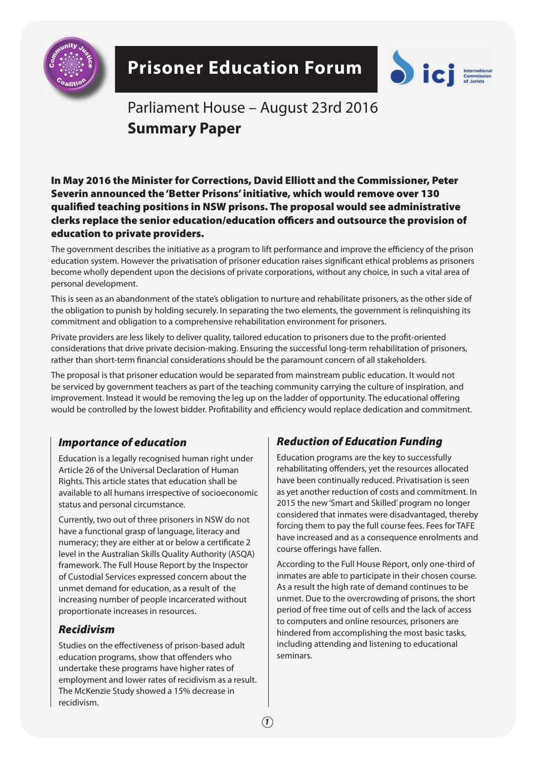# Prisoner Education Forum

Parliament House – August 23rd 2016

## Summary Paper

**In May 2016 the Minister for Corrections, David Elliott and the Commissioner, Peter Severin announced the 'Better Prisons' initiative, which would remove over 130 qualified teaching positions in NSW prisons. The proposal would see administrative clerks replace the senior education/education officers and outsource the provision of education to private providers.**

The government describes the initiative as a program to lift performance and improve the efficiency of the prison education system. However the privatisation of prisoner education raises significant ethical problems as prisoners become wholly dependent upon the decisions of private corporations, without any choice, in such a vital area of personal development.

This is seen as an abandonment of the state's obligation to nurture and rehabilitate prisoners, as the other side of the obligation to punish by holding securely. In separating the two elements, the government is relinquishing its commitment and obligation to a comprehensive rehabilitation environment for prisoners.

Private providers are less likely to deliver quality, tailored education to prisoners due to the profit-oriented considerations that drive private decision-making. Ensuring the successful long-term rehabilitation of prisoners, rather than short-term financial considerations should be the paramount concern of all stakeholders.

The proposal is that prisoner education would be separated from mainstream public education. It would not be serviced by government teachers as part of the teaching community carrying the culture of inspiration, and improvement. Instead it would be removing the leg up on the ladder of opportunity. The educational offering would be controlled by the lowest bidder. Profitability and efficiency would replace dedication and commitment.

### *Importance of education*

Education is a legally recognised human right under Article 26 of the Universal Declaration of Human Rights. This article states that education shall be available to all humans irrespective of socioeconomic status and personal circumstance.

Currently, two out of three prisoners in NSW do not have a functional grasp of language, literacy and numeracy; they are either at or below a certificate 2 level in the Australian Skills Quality Authority (ASQA) framework. The Full House Report by the Inspector of Custodial Services expressed concern about the unmet demand for education, as a result of the increasing number of people incarcerated without proportionate increases in resources.

### *Recidivism*

Studies on the effectiveness of prison-based adult education programs, show that offenders who undertake these programs have higher rates of employment and lower rates of recidivism as a result. The McKenzie Study showed a 15% decrease in recidivism.

### *Reduction of Education Funding*

Education programs are the key to successfully rehabilitating offenders, yet the resources allocated have been continually reduced. Privatisation is seen as yet another reduction of costs and commitment. In 2015 the new 'Smart and Skilled' program no longer considered that inmates were disadvantaged, thereby forcing them to pay the full course fees. Fees for TAFE have increased and as a consequence enrolments and course offerings have fallen.

According to the Full House Report, only one-third of inmates are able to participate in their chosen course. As a result the high rate of demand continues to be unmet. Due to the overcrowding of prisons, the short period of free time out of cells and the lack of access to computers and online resources, prisoners are hindered from accomplishing the most basic tasks, including attending and listening to educational seminars.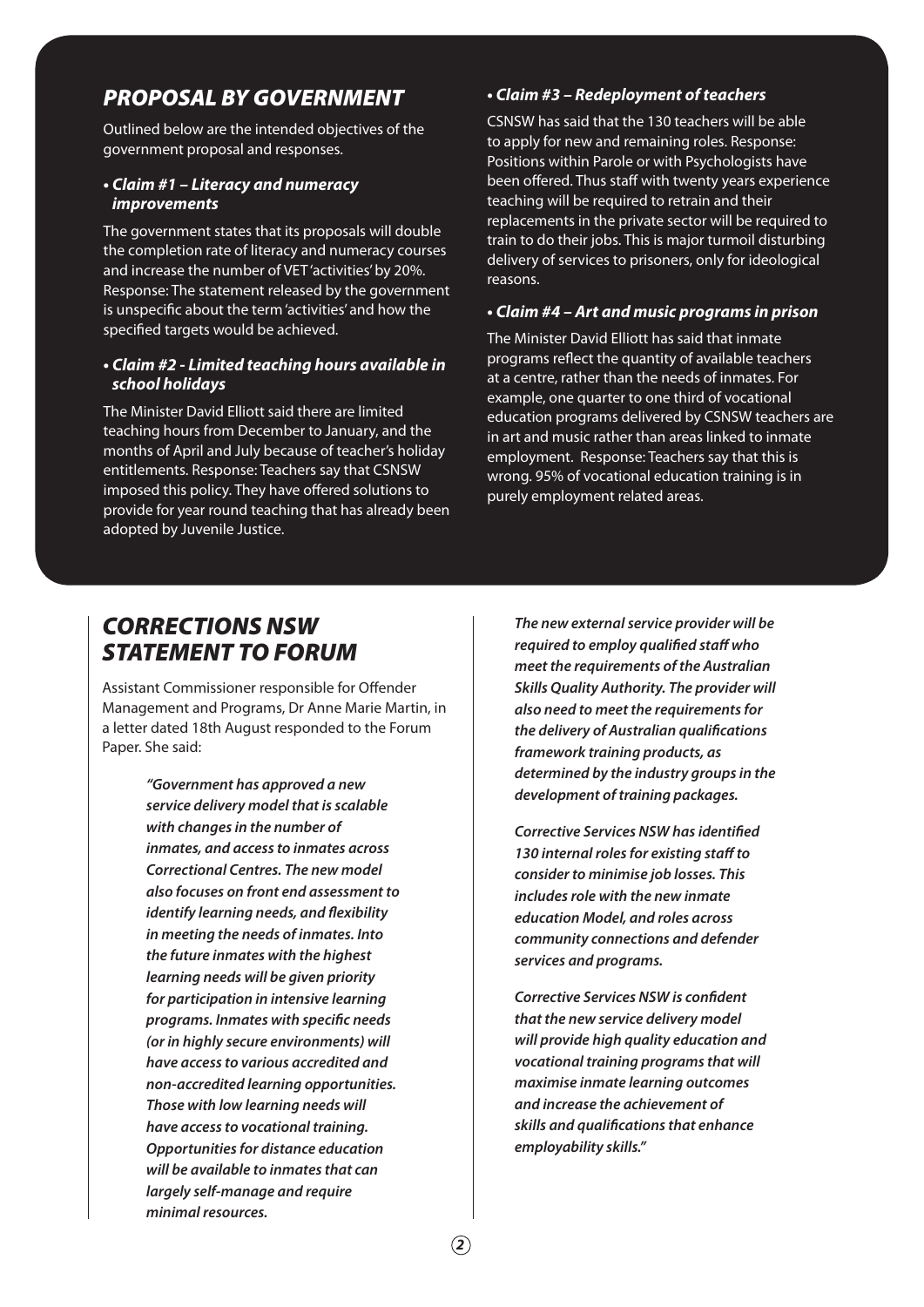## *PROPOSAL BY GOVERNMENT*

Outlined below are the intended objectives of the government proposal and responses.

- ***Claim #1 – Literacy and numeracy improvements***

The government states that its proposals will double the completion rate of literacy and numeracy courses and increase the number of VET 'activities' by 20%. Response: The statement released by the government is unspecific about the term 'activities' and how the specified targets would be achieved.

- ***Claim #2 - Limited teaching hours available in school holidays***

The Minister David Elliott said there are limited teaching hours from December to January, and the months of April and July because of teacher's holiday entitlements. Response: Teachers say that CSNSW imposed this policy. They have offered solutions to provide for year round teaching that has already been adopted by Juvenile Justice.

- ***Claim #3 – Redeployment of teachers***

CSNSW has said that the 130 teachers will be able to apply for new and remaining roles. Response: Positions within Parole or with Psychologists have been offered. Thus staff with twenty years experience teaching will be required to retrain and their replacements in the private sector will be required to train to do their jobs. This is major turmoil disturbing delivery of services to prisoners, only for ideological reasons.

- ***Claim #4 – Art and music programs in prison***

The Minister David Elliott has said that inmate programs reflect the quantity of available teachers at a centre, rather than the needs of inmates. For example, one quarter to one third of vocational education programs delivered by CSNSW teachers are in art and music rather than areas linked to inmate employment. Response: Teachers say that this is wrong. 95% of vocational education training is in purely employment related areas.

## *CORRECTIONS NSW STATEMENT TO FORUM*

Assistant Commissioner responsible for Offender Management and Programs, Dr Anne Marie Martin, in a letter dated 18th August responded to the Forum Paper. She said:

> ***"Government has approved a new service delivery model that is scalable with changes in the number of inmates, and access to inmates across Correctional Centres. The new model also focuses on front end assessment to identify learning needs, and flexibility in meeting the needs of inmates. Into the future inmates with the highest learning needs will be given priority for participation in intensive learning programs. Inmates with specific needs (or in highly secure environments) will have access to various accredited and non-accredited learning opportunities. Those with low learning needs will have access to vocational training. Opportunities for distance education will be available to inmates that can largely self-manage and require minimal resources.***
>
> ***The new external service provider will be required to employ qualified staff who meet the requirements of the Australian Skills Quality Authority. The provider will also need to meet the requirements for the delivery of Australian qualifications framework training products, as determined by the industry groups in the development of training packages.***
>
> ***Corrective Services NSW has identified 130 internal roles for existing staff to consider to minimise job losses. This includes role with the new inmate education Model, and roles across community connections and defender services and programs.***
>
> ***Corrective Services NSW is confident that the new service delivery model will provide high quality education and vocational training programs that will maximise inmate learning outcomes and increase the achievement of skills and qualifications that enhance employability skills."***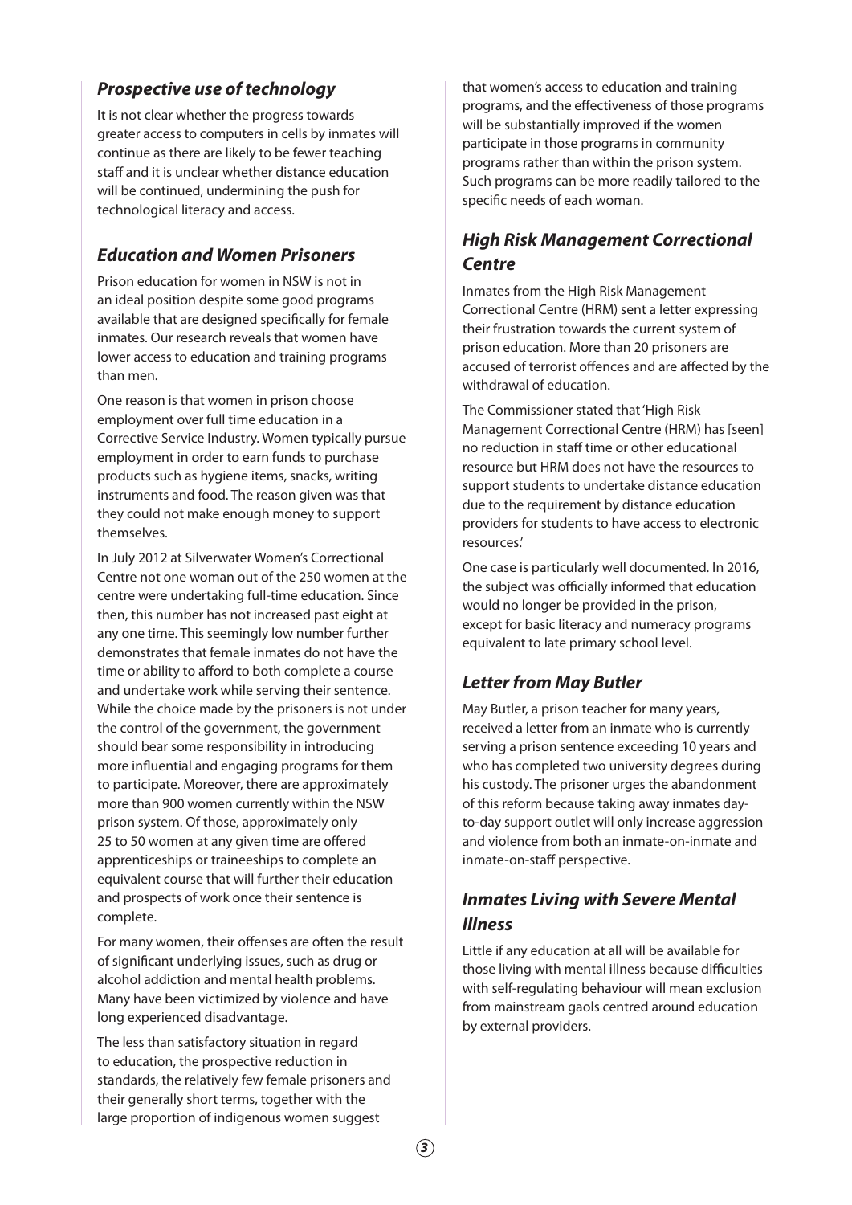### *Prospective use of technology*

It is not clear whether the progress towards greater access to computers in cells by inmates will continue as there are likely to be fewer teaching staff and it is unclear whether distance education will be continued, undermining the push for technological literacy and access.

### *Education and Women Prisoners*

Prison education for women in NSW is not in an ideal position despite some good programs available that are designed specifically for female inmates. Our research reveals that women have lower access to education and training programs than men.

One reason is that women in prison choose employment over full time education in a Corrective Service Industry. Women typically pursue employment in order to earn funds to purchase products such as hygiene items, snacks, writing instruments and food. The reason given was that they could not make enough money to support themselves.

In July 2012 at Silverwater Women's Correctional Centre not one woman out of the 250 women at the centre were undertaking full-time education. Since then, this number has not increased past eight at any one time. This seemingly low number further demonstrates that female inmates do not have the time or ability to afford to both complete a course and undertake work while serving their sentence. While the choice made by the prisoners is not under the control of the government, the government should bear some responsibility in introducing more influential and engaging programs for them to participate. Moreover, there are approximately more than 900 women currently within the NSW prison system. Of those, approximately only 25 to 50 women at any given time are offered apprenticeships or traineeships to complete an equivalent course that will further their education and prospects of work once their sentence is complete.

For many women, their offenses are often the result of significant underlying issues, such as drug or alcohol addiction and mental health problems. Many have been victimized by violence and have long experienced disadvantage.

The less than satisfactory situation in regard to education, the prospective reduction in standards, the relatively few female prisoners and their generally short terms, together with the large proportion of indigenous women suggest that women's access to education and training programs, and the effectiveness of those programs will be substantially improved if the women participate in those programs in community programs rather than within the prison system. Such programs can be more readily tailored to the specific needs of each woman.

### *High Risk Management Correctional Centre*

Inmates from the High Risk Management Correctional Centre (HRM) sent a letter expressing their frustration towards the current system of prison education. More than 20 prisoners are accused of terrorist offences and are affected by the withdrawal of education.

The Commissioner stated that 'High Risk Management Correctional Centre (HRM) has [seen] no reduction in staff time or other educational resource but HRM does not have the resources to support students to undertake distance education due to the requirement by distance education providers for students to have access to electronic resources.'

One case is particularly well documented. In 2016, the subject was officially informed that education would no longer be provided in the prison, except for basic literacy and numeracy programs equivalent to late primary school level.

### *Letter from May Butler*

May Butler, a prison teacher for many years, received a letter from an inmate who is currently serving a prison sentence exceeding 10 years and who has completed two university degrees during his custody. The prisoner urges the abandonment of this reform because taking away inmates day-to-day support outlet will only increase aggression and violence from both an inmate-on-inmate and inmate-on-staff perspective.

### *Inmates Living with Severe Mental Illness*

Little if any education at all will be available for those living with mental illness because difficulties with self-regulating behaviour will mean exclusion from mainstream gaols centred around education by external providers.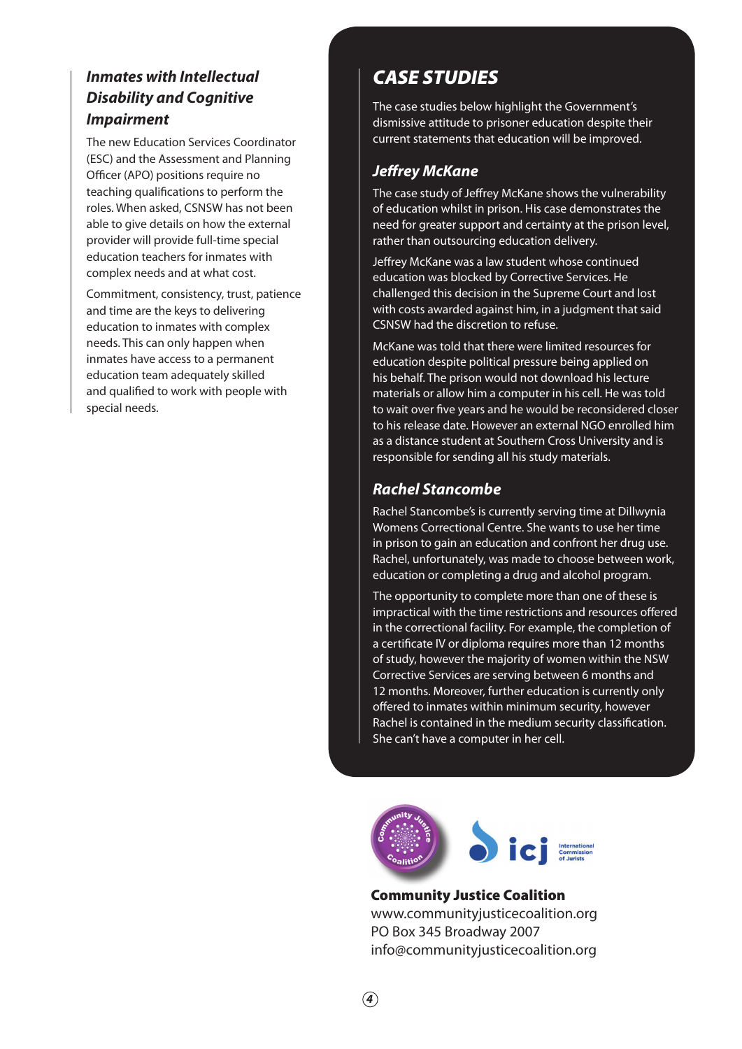### *Inmates with Intellectual Disability and Cognitive Impairment*

The new Education Services Coordinator (ESC) and the Assessment and Planning Officer (APO) positions require no teaching qualifications to perform the roles. When asked, CSNSW has not been able to give details on how the external provider will provide full-time special education teachers for inmates with complex needs and at what cost.

Commitment, consistency, trust, patience and time are the keys to delivering education to inmates with complex needs. This can only happen when inmates have access to a permanent education team adequately skilled and qualified to work with people with special needs.

## *CASE STUDIES*

The case studies below highlight the Government's dismissive attitude to prisoner education despite their current statements that education will be improved.

### *Jeffrey McKane*

The case study of Jeffrey McKane shows the vulnerability of education whilst in prison. His case demonstrates the need for greater support and certainty at the prison level, rather than outsourcing education delivery.

Jeffrey McKane was a law student whose continued education was blocked by Corrective Services. He challenged this decision in the Supreme Court and lost with costs awarded against him, in a judgment that said CSNSW had the discretion to refuse.

McKane was told that there were limited resources for education despite political pressure being applied on his behalf. The prison would not download his lecture materials or allow him a computer in his cell. He was told to wait over five years and he would be reconsidered closer to his release date. However an external NGO enrolled him as a distance student at Southern Cross University and is responsible for sending all his study materials.

### *Rachel Stancombe*

Rachel Stancombe's is currently serving time at Dillwynia Womens Correctional Centre. She wants to use her time in prison to gain an education and confront her drug use. Rachel, unfortunately, was made to choose between work, education or completing a drug and alcohol program.

The opportunity to complete more than one of these is impractical with the time restrictions and resources offered in the correctional facility. For example, the completion of a certificate IV or diploma requires more than 12 months of study, however the majority of women within the NSW Corrective Services are serving between 6 months and 12 months. Moreover, further education is currently only offered to inmates within minimum security, however Rachel is contained in the medium security classification. She can't have a computer in her cell.

Community Justice Coalition

icj International Commission of Jurists

**Community Justice Coalition**
www.communityjusticecoalition.org
PO Box 345 Broadway 2007
info@communityjusticecoalition.org